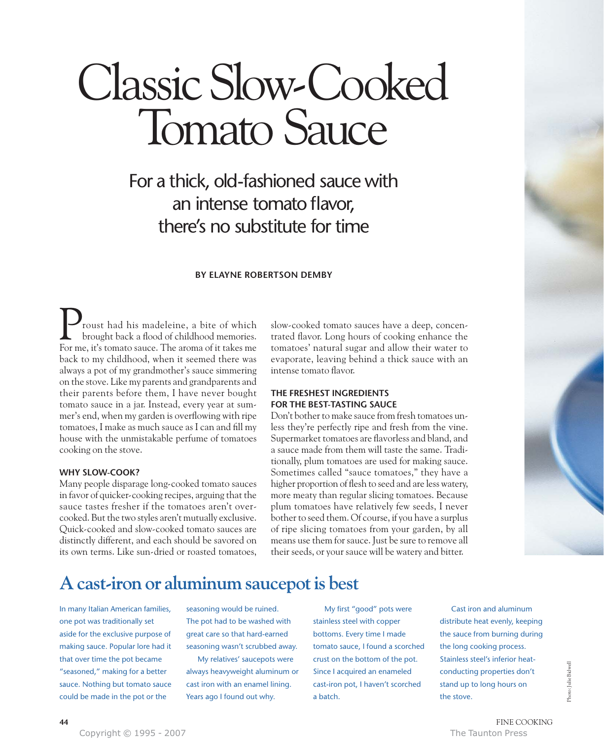# Classic Slow-Cooked Tomato Sauce

## For a thick, old-fashioned sauce with an intense tomato flavor, there's no substitute for time

**BY ELAYNE ROBERTSON DEMBY**

Proust had his madeleine, a bite of which brought back a flood of childhood memories. For me, it's tomato sauce. The aroma of it takes me back to my childhood, when it seemed there was always a pot of my grandmother's sauce simmering on the stove. Like my parents and grandparents and their parents before them, I have never bought tomato sauce in a jar. Instead, every year at summer's end, when my garden is overflowing with ripe tomatoes, I make as much sauce as I can and fill my house with the unmistakable perfume of tomatoes cooking on the stove.

### WHY SLOW-COOK?

Many people disparage long-cooked tomato sauces in favor of quicker-cooking recipes, arguing that the sauce tastes fresher if the tomatoes aren't overcooked. But the two styles aren't mutually exclusive. Quick-cooked and slow-cooked tomato sauces are distinctly different, and each should be savored on its own terms. Like sun-dried or roasted tomatoes, slow-cooked tomato sauces have a deep, concentrated flavor. Long hours of cooking enhance the tomatoes' natural sugar and allow their water to evaporate, leaving behind a thick sauce with an intense tomato flavor.

### THE FRESHEST INGREDIENTS FOR THE BEST-TASTING SAUCE

Don't bother to make sauce from fresh tomatoes unless they're perfectly ripe and fresh from the vine. Supermarket tomatoes are flavorless and bland, and a sauce made from them will taste the same. Traditionally, plum tomatoes are used for making sauce. Sometimes called "sauce tomatoes," they have a higher proportion of flesh to seed and are less watery, more meaty than regular slicing tomatoes. Because plum tomatoes have relatively few seeds, I never bother to seed them. Of course, if you have a surplus of ripe slicing tomatoes from your garden, by all means use them for sauce. Just be sure to remove all their seeds, or your sauce will be watery and bitter.

## A cast-iron or aluminum saucepot is best

In many Italian American families, one pot was traditionally set aside for the exclusive purpose of making sauce. Popular lore had it that over time the pot became "seasoned," making for a better sauce. Nothing but tomato sauce could be made in the pot or the seasoning would be ruined. The pot had to be washed with great care so that hard-earned seasoning wasn't scrubbed away.

My relatives' saucepots were always heavyweight aluminum or cast iron with an enamel lining. Years ago I found out why.

My first "good" pots were stainless steel with copper bottoms. Every time I made tomato sauce, I found a scorched crust on the bottom of the pot. Since I acquired an enameled cast-iron pot, I haven't scorched a batch.

Cast iron and aluminum distribute heat evenly, keeping the sauce from burning during the long cooking process. Stainless steel's inferior heat-conducting properties don't stand up to long hours on the stove.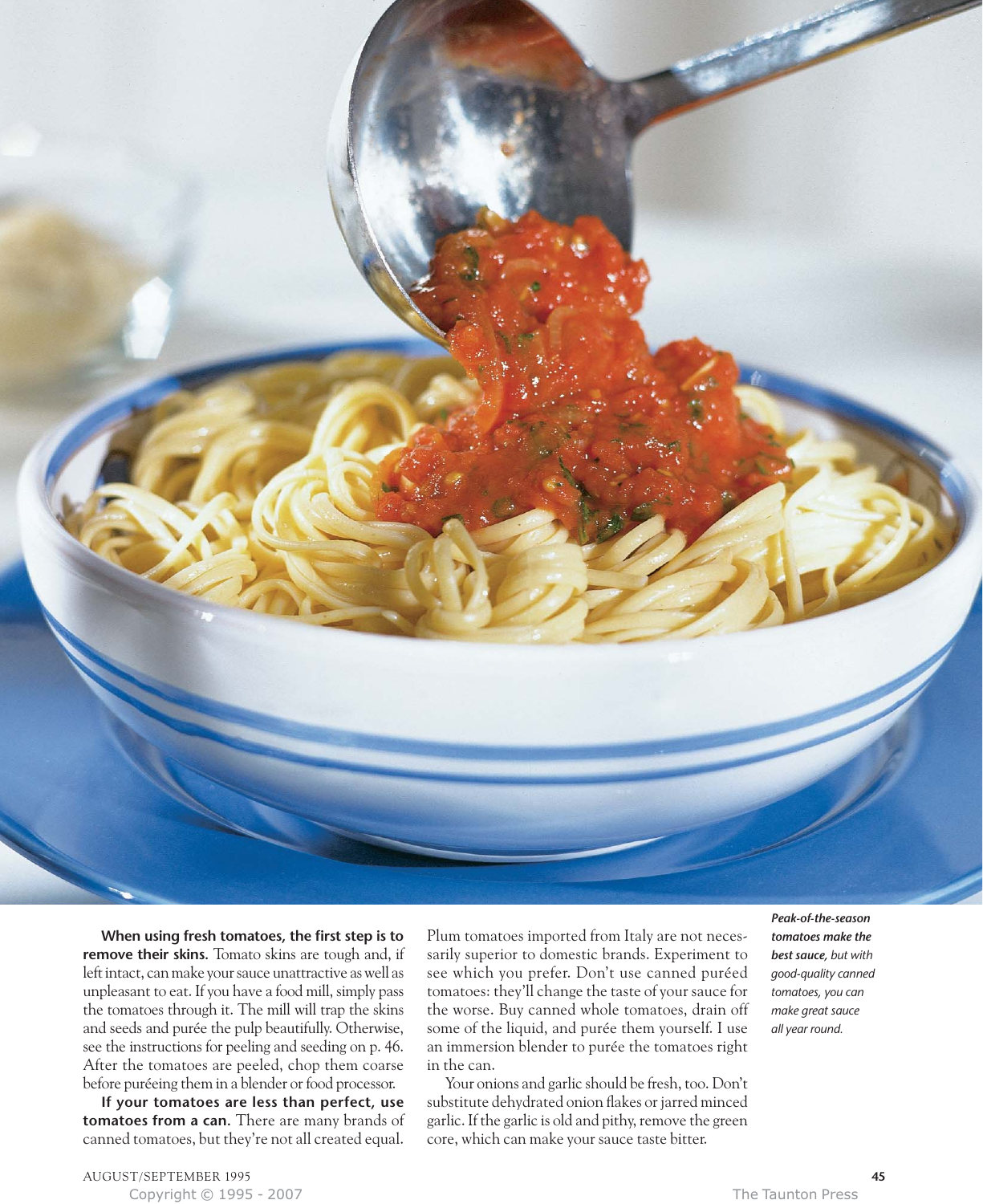**When using fresh tomatoes, the first step is to remove their skins.** Tomato skins are tough and, if left intact, can make your sauce unattractive as well as unpleasant to eat. If you have a food mill, simply pass the tomatoes through it. The mill will trap the skins and seeds and purée the pulp beautifully. Otherwise, see the instructions for peeling and seeding on p. 46. After the tomatoes are peeled, chop them coarse before puréeing them in a blender or food processor.

**If your tomatoes are less than perfect, use tomatoes from a can.** There are many brands of canned tomatoes, but they're not all created equal. Plum tomatoes imported from Italy are not necessarily superior to domestic brands. Experiment to see which you prefer. Don't use canned puréed tomatoes: they'll change the taste of your sauce for the worse. Buy canned whole tomatoes, drain off some of the liquid, and purée them yourself. I use an immersion blender to purée the tomatoes right in the can.

Your onions and garlic should be fresh, too. Don't substitute dehydrated onion flakes or jarred minced garlic. If the garlic is old and pithy, remove the green core, which can make your sauce taste bitter.

***Peak-of-the-season tomatoes make the best sauce,*** *but with good-quality canned tomatoes, you can make great sauce all year round.*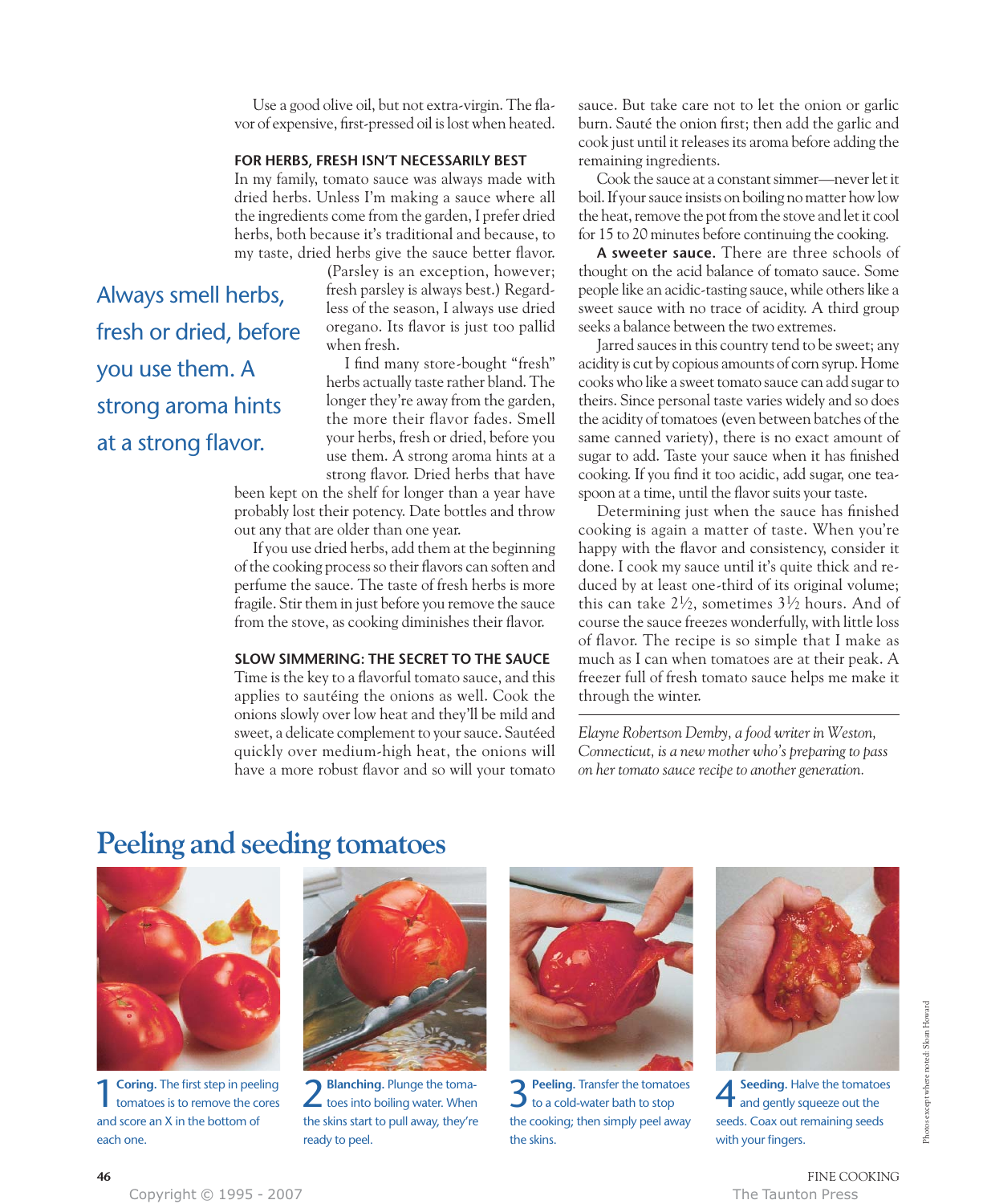Use a good olive oil, but not extra-virgin. The flavor of expensive, first-pressed oil is lost when heated.

### FOR HERBS, FRESH ISN'T NECESSARILY BEST

In my family, tomato sauce was always made with dried herbs. Unless I'm making a sauce where all the ingredients come from the garden, I prefer dried herbs, both because it's traditional and because, to my taste, dried herbs give the sauce better flavor. (Parsley is an exception, however; fresh parsley is always best.) Regardless of the season, I always use dried oregano. Its flavor is just too pallid when fresh.

Always smell herbs, fresh or dried, before you use them. A strong aroma hints at a strong flavor.

I find many store-bought "fresh" herbs actually taste rather bland. The longer they're away from the garden, the more their flavor fades. Smell your herbs, fresh or dried, before you use them. A strong aroma hints at a strong flavor. Dried herbs that have been kept on the shelf for longer than a year have probably lost their potency. Date bottles and throw out any that are older than one year.

If you use dried herbs, add them at the beginning of the cooking process so their flavors can soften and perfume the sauce. The taste of fresh herbs is more fragile. Stir them in just before you remove the sauce from the stove, as cooking diminishes their flavor.

### SLOW SIMMERING: THE SECRET TO THE SAUCE

Time is the key to a flavorful tomato sauce, and this applies to sautéing the onions as well. Cook the onions slowly over low heat and they'll be mild and sweet, a delicate complement to your sauce. Sautéed quickly over medium-high heat, the onions will have a more robust flavor and so will your tomato sauce. But take care not to let the onion or garlic burn. Sauté the onion first; then add the garlic and cook just until it releases its aroma before adding the remaining ingredients.

Cook the sauce at a constant simmer—never let it boil. If your sauce insists on boiling no matter how low the heat, remove the pot from the stove and let it cool for 15 to 20 minutes before continuing the cooking.

**A sweeter sauce.** There are three schools of thought on the acid balance of tomato sauce. Some people like an acidic-tasting sauce, while others like a sweet sauce with no trace of acidity. A third group seeks a balance between the two extremes.

Jarred sauces in this country tend to be sweet; any acidity is cut by copious amounts of corn syrup. Home cooks who like a sweet tomato sauce can add sugar to theirs. Since personal taste varies widely and so does the acidity of tomatoes (even between batches of the same canned variety), there is no exact amount of sugar to add. Taste your sauce when it has finished cooking. If you find it too acidic, add sugar, one teaspoon at a time, until the flavor suits your taste.

Determining just when the sauce has finished cooking is again a matter of taste. When you're happy with the flavor and consistency, consider it done. I cook my sauce until it's quite thick and reduced by at least one-third of its original volume; this can take 2½, sometimes 3½ hours. And of course the sauce freezes wonderfully, with little loss of flavor. The recipe is so simple that I make as much as I can when tomatoes are at their peak. A freezer full of fresh tomato sauce helps me make it through the winter.

---

*Elayne Robertson Demby, a food writer in Weston, Connecticut, is a new mother who's preparing to pass on her tomato sauce recipe to another generation.*

## Peeling and seeding tomatoes

1 **Coring.** The first step in peeling tomatoes is to remove the cores and score an X in the bottom of each one.

2 **Blanching.** Plunge the tomatoes into boiling water. When the skins start to pull away, they're ready to peel.

3 **Peeling.** Transfer the tomatoes to a cold-water bath to stop the cooking; then simply peel away the skins.

4 **Seeding.** Halve the tomatoes and gently squeeze out the seeds. Coax out remaining seeds with your fingers.

Photos except where noted: Sloan Howard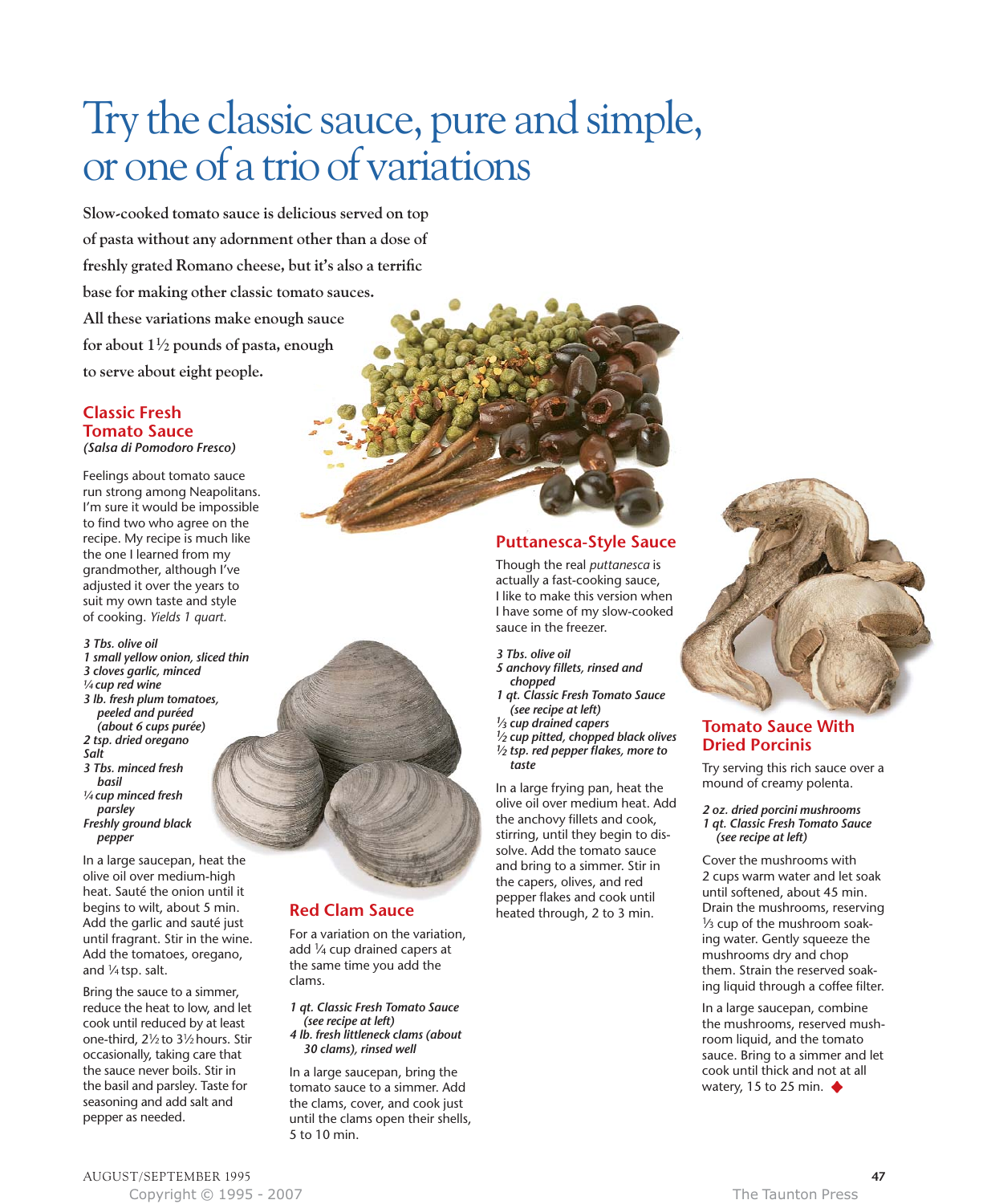# Try the classic sauce, pure and simple, or one of a trio of variations

**Slow-cooked tomato sauce is delicious served on top of pasta without any adornment other than a dose of freshly grated Romano cheese, but it's also a terrific base for making other classic tomato sauces. All these variations make enough sauce for about 1½ pounds of pasta, enough to serve about eight people.**

## Classic Fresh Tomato Sauce

*(Salsa di Pomodoro Fresco)*

Feelings about tomato sauce run strong among Neapolitans. I'm sure it would be impossible to find two who agree on the recipe. My recipe is much like the one I learned from my grandmother, although I've adjusted it over the years to suit my own taste and style of cooking. *Yields 1 quart.*

*3 Tbs. olive oil*
*1 small yellow onion, sliced thin*
*3 cloves garlic, minced*
*¼ cup red wine*
*3 lb. fresh plum tomatoes, peeled and puréed (about 6 cups purée)*
*2 tsp. dried oregano*
*Salt*
*3 Tbs. minced fresh basil*
*¼ cup minced fresh parsley*
*Freshly ground black pepper*

In a large saucepan, heat the olive oil over medium-high heat. Sauté the onion until it begins to wilt, about 5 min. Add the garlic and sauté just until fragrant. Stir in the wine. Add the tomatoes, oregano, and ¼ tsp. salt.

Bring the sauce to a simmer, reduce the heat to low, and let cook until reduced by at least one-third, 2½ to 3½ hours. Stir occasionally, taking care that the sauce never boils. Stir in the basil and parsley. Taste for seasoning and add salt and pepper as needed.

## Red Clam Sauce

For a variation on the variation, add ¼ cup drained capers at the same time you add the clams.

*1 qt. Classic Fresh Tomato Sauce (see recipe at left)*
*4 lb. fresh littleneck clams (about 30 clams), rinsed well*

In a large saucepan, bring the tomato sauce to a simmer. Add the clams, cover, and cook just until the clams open their shells, 5 to 10 min.

## Puttanesca-Style Sauce

Though the real *puttanesca* is actually a fast-cooking sauce, I like to make this version when I have some of my slow-cooked sauce in the freezer.

*3 Tbs. olive oil*
*5 anchovy fillets, rinsed and chopped*
*1 qt. Classic Fresh Tomato Sauce (see recipe at left)*
*⅓ cup drained capers*
*½ cup pitted, chopped black olives*
*½ tsp. red pepper flakes, more to taste*

In a large frying pan, heat the olive oil over medium heat. Add the anchovy fillets and cook, stirring, until they begin to dissolve. Add the tomato sauce and bring to a simmer. Stir in the capers, olives, and red pepper flakes and cook until heated through, 2 to 3 min.

## Tomato Sauce With Dried Porcinis

Try serving this rich sauce over a mound of creamy polenta.

*2 oz. dried porcini mushrooms*
*1 qt. Classic Fresh Tomato Sauce (see recipe at left)*

Cover the mushrooms with 2 cups warm water and let soak until softened, about 45 min. Drain the mushrooms, reserving ⅓ cup of the mushroom soaking water. Gently squeeze the mushrooms dry and chop them. Strain the reserved soaking liquid through a coffee filter.

In a large saucepan, combine the mushrooms, reserved mushroom liquid, and the tomato sauce. Bring to a simmer and let cook until thick and not at all watery, 15 to 25 min. ◆